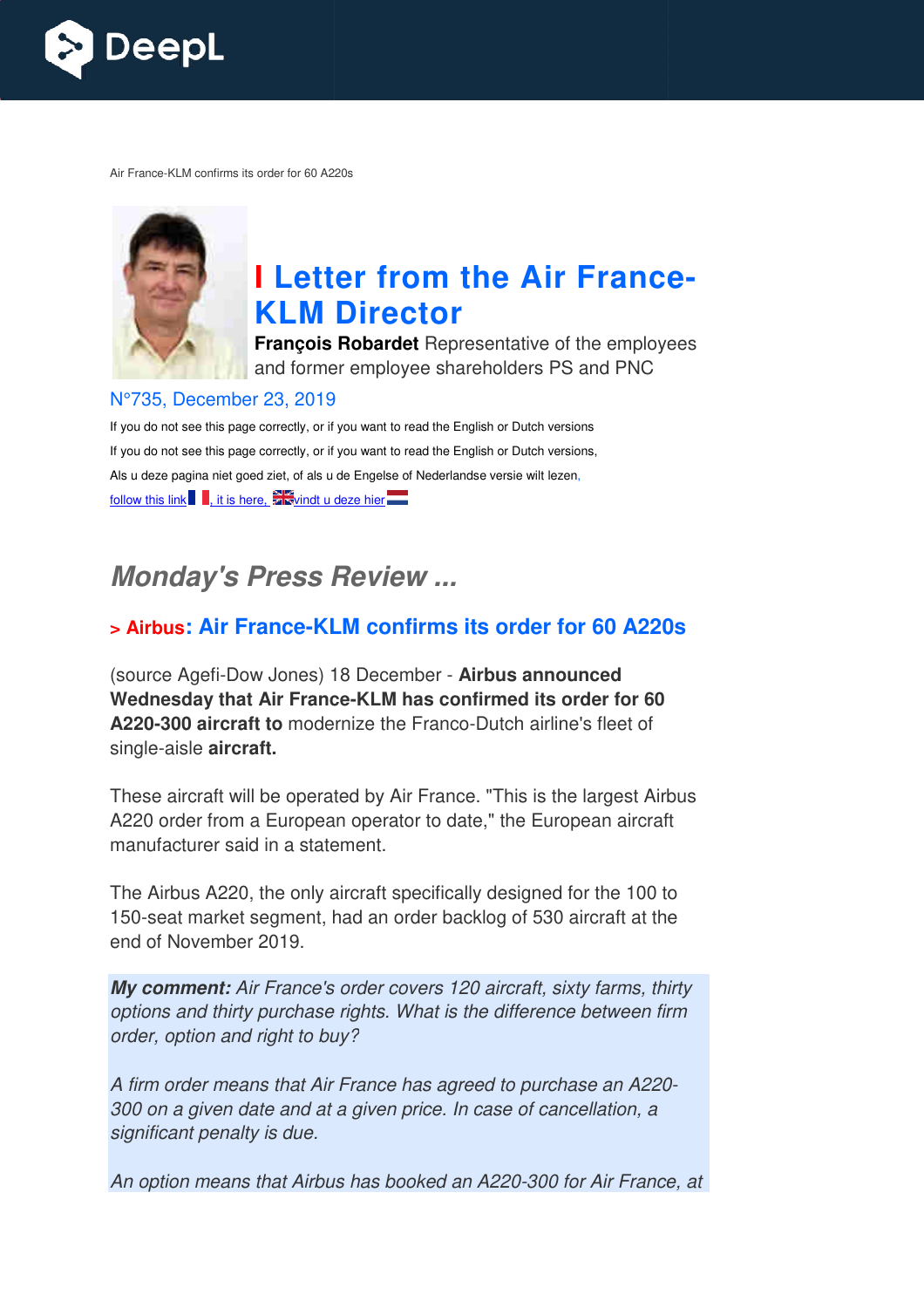Air France-KLM confirms its order for 60 A220s

# I Letter from the Air France-KLM Director

**François Robardet** Representative of the employees and former employee shareholders PS and PNC

N°735, December 23, 2019

If you do not see this page correctly, or if you want to read the English or Dutch versions

If you do not see this page correctly, or if you want to read the English or Dutch versions,

Als u deze pagina niet goed ziet, of als u de Engelse of Nederlandse versie wilt lezen,

follow this link, it is here, vindt u deze hier

## *Monday's Press Review ...*

### > Airbus: Air France-KLM confirms its order for 60 A220s

(source Agefi-Dow Jones) 18 December - **Airbus announced Wednesday that Air France-KLM has confirmed its order for 60 A220-300 aircraft to** modernize the Franco-Dutch airline's fleet of single-aisle **aircraft.**

These aircraft will be operated by Air France. "This is the largest Airbus A220 order from a European operator to date," the European aircraft manufacturer said in a statement.

The Airbus A220, the only aircraft specifically designed for the 100 to 150-seat market segment, had an order backlog of 530 aircraft at the end of November 2019.

***My comment:** Air France's order covers 120 aircraft, sixty farms, thirty options and thirty purchase rights. What is the difference between firm order, option and right to buy?*

*A firm order means that Air France has agreed to purchase an A220-300 on a given date and at a given price. In case of cancellation, a significant penalty is due.*

*An option means that Airbus has booked an A220-300 for Air France, at*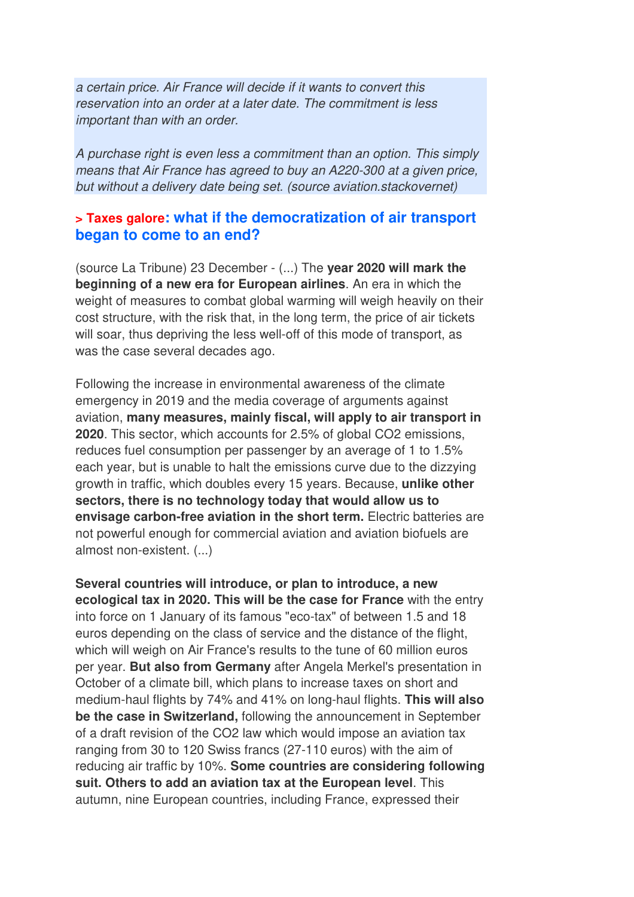*a certain price. Air France will decide if it wants to convert this reservation into an order at a later date. The commitment is less important than with an order.*

*A purchase right is even less a commitment than an option. This simply means that Air France has agreed to buy an A220-300 at a given price, but without a delivery date being set. (source aviation.stackovernet)*

### > Taxes galore: what if the democratization of air transport began to come to an end?

(source La Tribune) 23 December - (...) The **year 2020 will mark the beginning of a new era for European airlines**. An era in which the weight of measures to combat global warming will weigh heavily on their cost structure, with the risk that, in the long term, the price of air tickets will soar, thus depriving the less well-off of this mode of transport, as was the case several decades ago.

Following the increase in environmental awareness of the climate emergency in 2019 and the media coverage of arguments against aviation, **many measures, mainly fiscal, will apply to air transport in 2020**. This sector, which accounts for 2.5% of global CO2 emissions, reduces fuel consumption per passenger by an average of 1 to 1.5% each year, but is unable to halt the emissions curve due to the dizzying growth in traffic, which doubles every 15 years. Because, **unlike other sectors, there is no technology today that would allow us to envisage carbon-free aviation in the short term.** Electric batteries are not powerful enough for commercial aviation and aviation biofuels are almost non-existent. (...)

**Several countries will introduce, or plan to introduce, a new ecological tax in 2020. This will be the case for France** with the entry into force on 1 January of its famous "eco-tax" of between 1.5 and 18 euros depending on the class of service and the distance of the flight, which will weigh on Air France's results to the tune of 60 million euros per year. **But also from Germany** after Angela Merkel's presentation in October of a climate bill, which plans to increase taxes on short and medium-haul flights by 74% and 41% on long-haul flights. **This will also be the case in Switzerland,** following the announcement in September of a draft revision of the CO2 law which would impose an aviation tax ranging from 30 to 120 Swiss francs (27-110 euros) with the aim of reducing air traffic by 10%. **Some countries are considering following suit. Others to add an aviation tax at the European level**. This autumn, nine European countries, including France, expressed their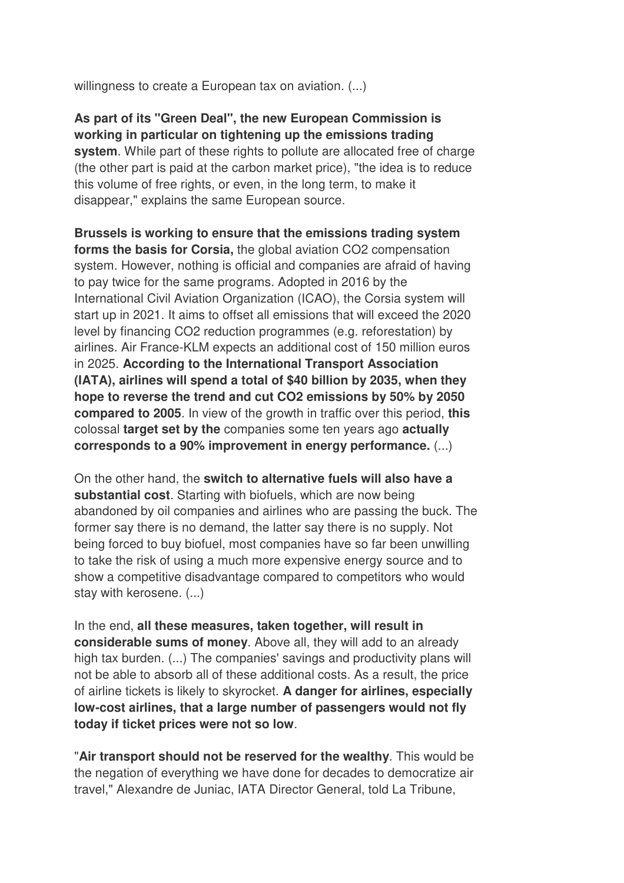willingness to create a European tax on aviation. (...)

**As part of its "Green Deal", the new European Commission is working in particular on tightening up the emissions trading system**. While part of these rights to pollute are allocated free of charge (the other part is paid at the carbon market price), "the idea is to reduce this volume of free rights, or even, in the long term, to make it disappear," explains the same European source.

**Brussels is working to ensure that the emissions trading system forms the basis for Corsia,** the global aviation $CO_2$ compensation system. However, nothing is official and companies are afraid of having to pay twice for the same programs. Adopted in 2016 by the International Civil Aviation Organization (ICAO), the Corsia system will start up in 2021. It aims to offset all emissions that will exceed the 2020 level by financing $CO_2$ reduction programmes (e.g. reforestation) by airlines. Air France-KLM expects an additional cost of 150 million euros in 2025. **According to the International Transport Association (IATA), airlines will spend a total of $40 billion by 2035, when they hope to reverse the trend and cut $CO_2$ emissions by 50% by 2050 compared to 2005**. In view of the growth in traffic over this period, **this** colossal **target set by the** companies some ten years ago **actually corresponds to a 90% improvement in energy performance.** (...)

On the other hand, the **switch to alternative fuels will also have a substantial cost**. Starting with biofuels, which are now being abandoned by oil companies and airlines who are passing the buck. The former say there is no demand, the latter say there is no supply. Not being forced to buy biofuel, most companies have so far been unwilling to take the risk of using a much more expensive energy source and to show a competitive disadvantage compared to competitors who would stay with kerosene. (...)

In the end, **all these measures, taken together, will result in considerable sums of money**. Above all, they will add to an already high tax burden. (...) The companies' savings and productivity plans will not be able to absorb all of these additional costs. As a result, the price of airline tickets is likely to skyrocket. **A danger for airlines, especially low-cost airlines, that a large number of passengers would not fly today if ticket prices were not so low**.

"**Air transport should not be reserved for the wealthy**. This would be the negation of everything we have done for decades to democratize air travel," Alexandre de Juniac, IATA Director General, told La Tribune,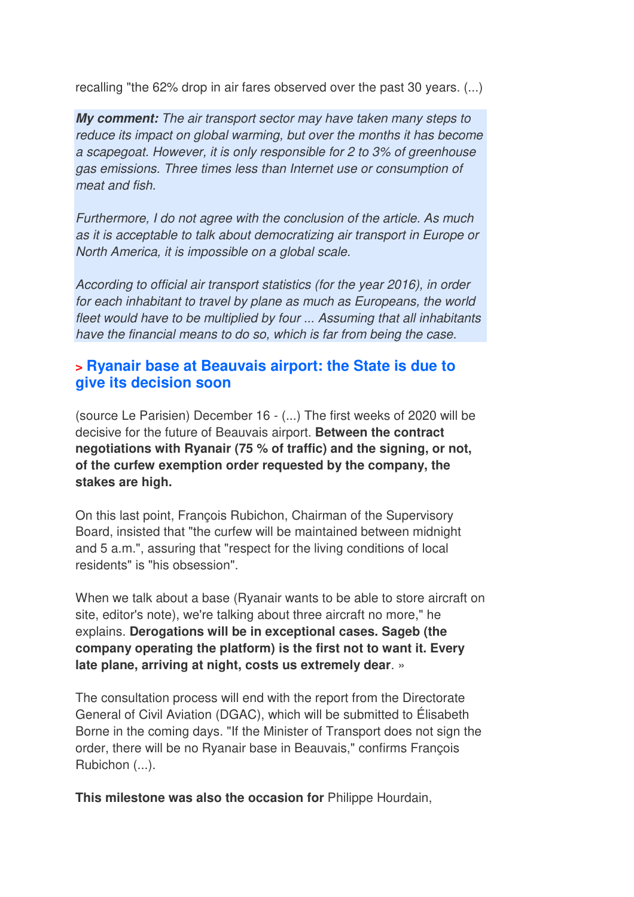recalling "the 62% drop in air fares observed over the past 30 years. (...)

***My comment:*** *The air transport sector may have taken many steps to reduce its impact on global warming, but over the months it has become a scapegoat. However, it is only responsible for 2 to 3% of greenhouse gas emissions. Three times less than Internet use or consumption of meat and fish.*

*Furthermore, I do not agree with the conclusion of the article. As much as it is acceptable to talk about democratizing air transport in Europe or North America, it is impossible on a global scale.*

*According to official air transport statistics (for the year 2016), in order for each inhabitant to travel by plane as much as Europeans, the world fleet would have to be multiplied by four ... Assuming that all inhabitants have the financial means to do so, which is far from being the case.*

## > Ryanair base at Beauvais airport: the State is due to give its decision soon

(source Le Parisien) December 16 - (...) The first weeks of 2020 will be decisive for the future of Beauvais airport. **Between the contract negotiations with Ryanair (75 % of traffic) and the signing, or not, of the curfew exemption order requested by the company, the stakes are high.**

On this last point, François Rubichon, Chairman of the Supervisory Board, insisted that "the curfew will be maintained between midnight and 5 a.m.", assuring that "respect for the living conditions of local residents" is "his obsession".

When we talk about a base (Ryanair wants to be able to store aircraft on site, editor's note), we're talking about three aircraft no more," he explains. **Derogations will be in exceptional cases. Sageb (the company operating the platform) is the first not to want it. Every late plane, arriving at night, costs us extremely dear**. »

The consultation process will end with the report from the Directorate General of Civil Aviation (DGAC), which will be submitted to Élisabeth Borne in the coming days. "If the Minister of Transport does not sign the order, there will be no Ryanair base in Beauvais," confirms François Rubichon (...).

**This milestone was also the occasion for** Philippe Hourdain,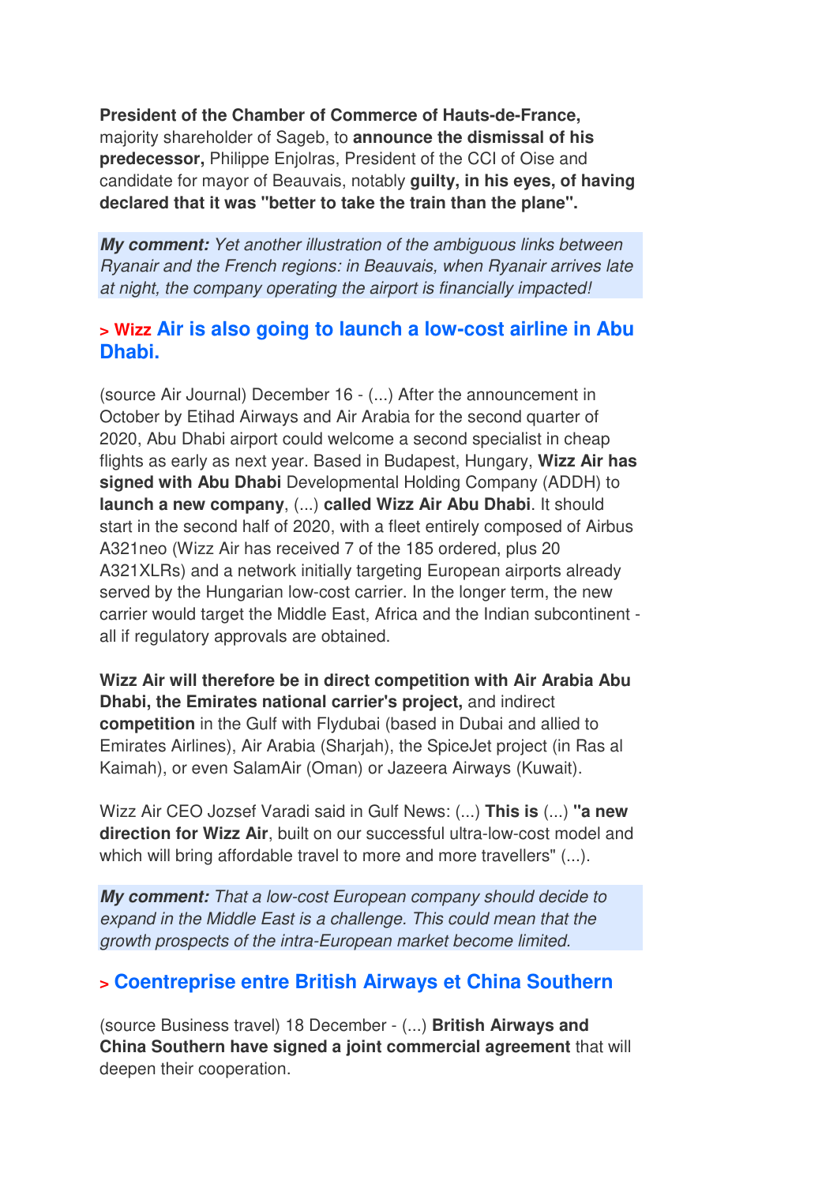**President of the Chamber of Commerce of Hauts-de-France,** majority shareholder of Sageb, to **announce the dismissal of his predecessor,** Philippe Enjolras, President of the CCI of Oise and candidate for mayor of Beauvais, notably **guilty, in his eyes, of having declared that it was "better to take the train than the plane".**

***My comment:*** *Yet another illustration of the ambiguous links between Ryanair and the French regions: in Beauvais, when Ryanair arrives late at night, the company operating the airport is financially impacted!*

### > Wizz Air is also going to launch a low-cost airline in Abu Dhabi.

(source Air Journal) December 16 - (...) After the announcement in October by Etihad Airways and Air Arabia for the second quarter of 2020, Abu Dhabi airport could welcome a second specialist in cheap flights as early as next year. Based in Budapest, Hungary, **Wizz Air has signed with Abu Dhabi** Developmental Holding Company (ADDH) to **launch a new company**, (...) **called Wizz Air Abu Dhabi**. It should start in the second half of 2020, with a fleet entirely composed of Airbus A321neo (Wizz Air has received 7 of the 185 ordered, plus 20 A321XLRs) and a network initially targeting European airports already served by the Hungarian low-cost carrier. In the longer term, the new carrier would target the Middle East, Africa and the Indian subcontinent - all if regulatory approvals are obtained.

**Wizz Air will therefore be in direct competition with Air Arabia Abu Dhabi, the Emirates national carrier's project,** and indirect **competition** in the Gulf with Flydubai (based in Dubai and allied to Emirates Airlines), Air Arabia (Sharjah), the SpiceJet project (in Ras al Kaimah), or even SalamAir (Oman) or Jazeera Airways (Kuwait).

Wizz Air CEO Jozsef Varadi said in Gulf News: (...) **This is** (...) **"a new direction for Wizz Air**, built on our successful ultra-low-cost model and which will bring affordable travel to more and more travellers" (...).

***My comment:*** *That a low-cost European company should decide to expand in the Middle East is a challenge. This could mean that the growth prospects of the intra-European market become limited.*

### > Coentreprise entre British Airways et China Southern

(source Business travel) 18 December - (...) **British Airways and China Southern have signed a joint commercial agreement** that will deepen their cooperation.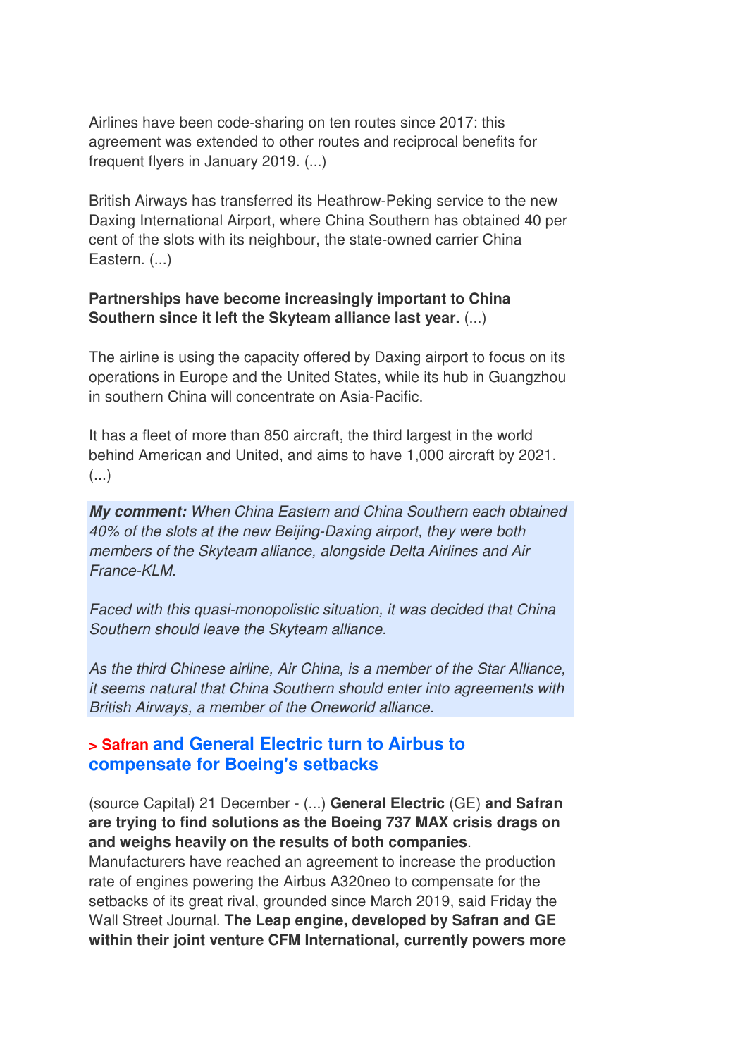Airlines have been code-sharing on ten routes since 2017: this agreement was extended to other routes and reciprocal benefits for frequent flyers in January 2019. (...)

British Airways has transferred its Heathrow-Peking service to the new Daxing International Airport, where China Southern has obtained 40 per cent of the slots with its neighbour, the state-owned carrier China Eastern. (...)

**Partnerships have become increasingly important to China Southern since it left the Skyteam alliance last year.** (...)

The airline is using the capacity offered by Daxing airport to focus on its operations in Europe and the United States, while its hub in Guangzhou in southern China will concentrate on Asia-Pacific.

It has a fleet of more than 850 aircraft, the third largest in the world behind American and United, and aims to have 1,000 aircraft by 2021. (...)

***My comment:*** *When China Eastern and China Southern each obtained 40% of the slots at the new Beijing-Daxing airport, they were both members of the Skyteam alliance, alongside Delta Airlines and Air France-KLM.*

*Faced with this quasi-monopolistic situation, it was decided that China Southern should leave the Skyteam alliance.*

*As the third Chinese airline, Air China, is a member of the Star Alliance, it seems natural that China Southern should enter into agreements with British Airways, a member of the Oneworld alliance.*

### > Safran and General Electric turn to Airbus to compensate for Boeing's setbacks

(source Capital) 21 December - (...) **General Electric** (GE) **and Safran are trying to find solutions as the Boeing 737 MAX crisis drags on and weighs heavily on the results of both companies**.
Manufacturers have reached an agreement to increase the production rate of engines powering the Airbus A320neo to compensate for the setbacks of its great rival, grounded since March 2019, said Friday the Wall Street Journal. **The Leap engine, developed by Safran and GE within their joint venture CFM International, currently powers more**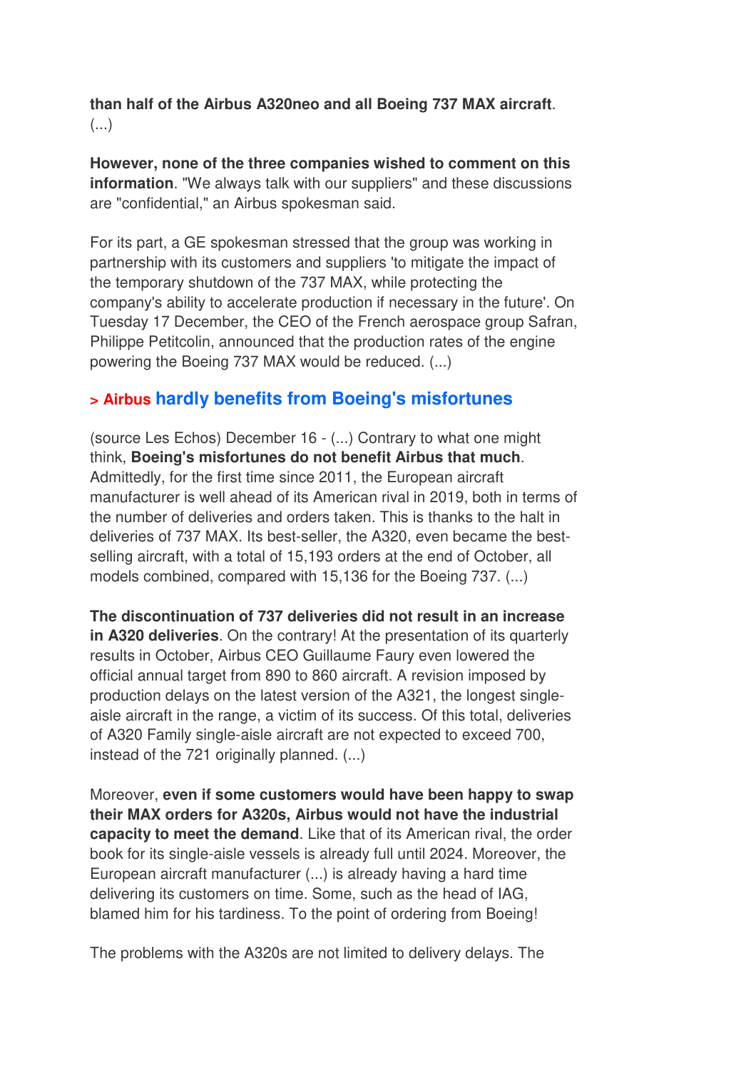**than half of the Airbus A320neo and all Boeing 737 MAX aircraft**. (...)

**However, none of the three companies wished to comment on this information**. "We always talk with our suppliers" and these discussions are "confidential," an Airbus spokesman said.

For its part, a GE spokesman stressed that the group was working in partnership with its customers and suppliers 'to mitigate the impact of the temporary shutdown of the 737 MAX, while protecting the company's ability to accelerate production if necessary in the future'. On Tuesday 17 December, the CEO of the French aerospace group Safran, Philippe Petitcolin, announced that the production rates of the engine powering the Boeing 737 MAX would be reduced. (...)

### > Airbus hardly benefits from Boeing's misfortunes

(source Les Echos) December 16 - (...) Contrary to what one might think, **Boeing's misfortunes do not benefit Airbus that much**. Admittedly, for the first time since 2011, the European aircraft manufacturer is well ahead of its American rival in 2019, both in terms of the number of deliveries and orders taken. This is thanks to the halt in deliveries of 737 MAX. Its best-seller, the A320, even became the best-selling aircraft, with a total of 15,193 orders at the end of October, all models combined, compared with 15,136 for the Boeing 737. (...)

**The discontinuation of 737 deliveries did not result in an increase in A320 deliveries**. On the contrary! At the presentation of its quarterly results in October, Airbus CEO Guillaume Faury even lowered the official annual target from 890 to 860 aircraft. A revision imposed by production delays on the latest version of the A321, the longest single-aisle aircraft in the range, a victim of its success. Of this total, deliveries of A320 Family single-aisle aircraft are not expected to exceed 700, instead of the 721 originally planned. (...)

Moreover, **even if some customers would have been happy to swap their MAX orders for A320s, Airbus would not have the industrial capacity to meet the demand**. Like that of its American rival, the order book for its single-aisle vessels is already full until 2024. Moreover, the European aircraft manufacturer (...) is already having a hard time delivering its customers on time. Some, such as the head of IAG, blamed him for his tardiness. To the point of ordering from Boeing!

The problems with the A320s are not limited to delivery delays. The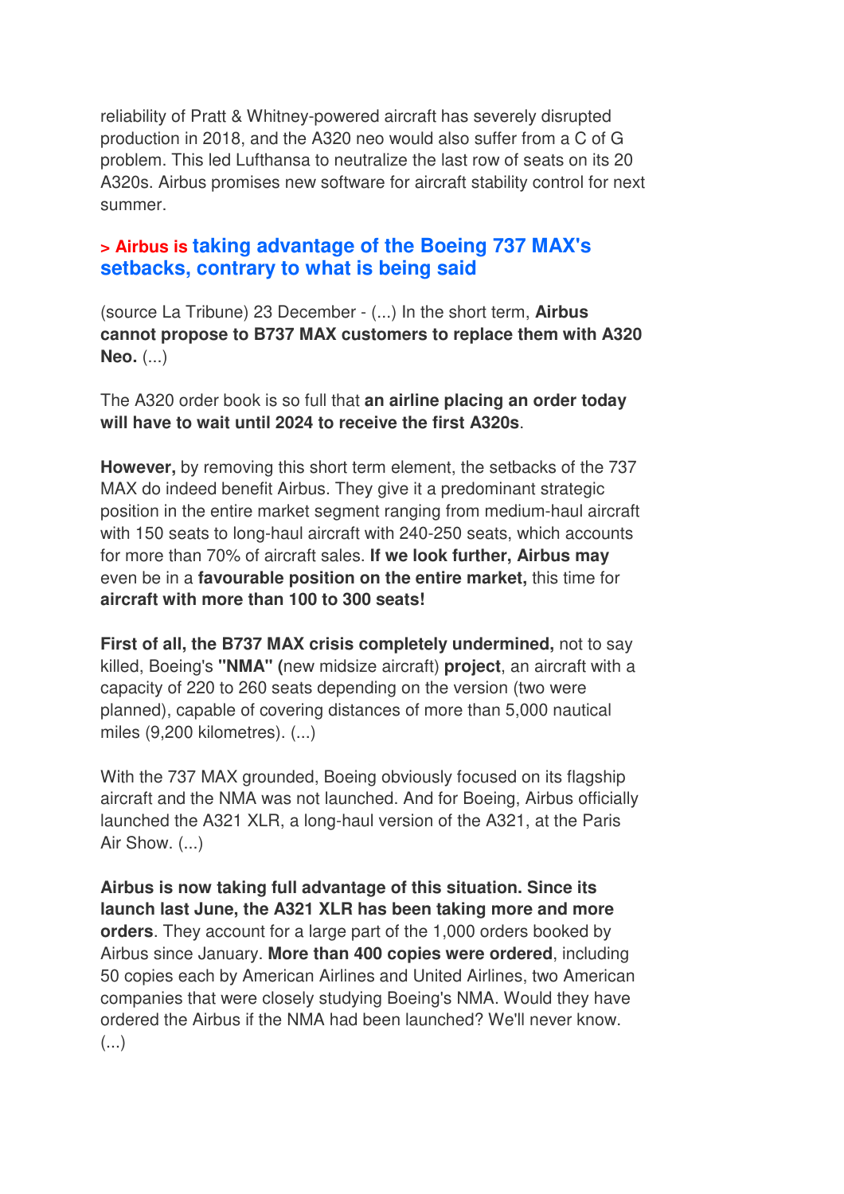reliability of Pratt & Whitney-powered aircraft has severely disrupted production in 2018, and the A320 neo would also suffer from a C of G problem. This led Lufthansa to neutralize the last row of seats on its 20 A320s. Airbus promises new software for aircraft stability control for next summer.

### > Airbus is taking advantage of the Boeing 737 MAX's setbacks, contrary to what is being said

(source La Tribune) 23 December - (...) In the short term, **Airbus cannot propose to B737 MAX customers to replace them with A320 Neo.** (...)

The A320 order book is so full that **an airline placing an order today will have to wait until 2024 to receive the first A320s**.

**However,** by removing this short term element, the setbacks of the 737 MAX do indeed benefit Airbus. They give it a predominant strategic position in the entire market segment ranging from medium-haul aircraft with 150 seats to long-haul aircraft with 240-250 seats, which accounts for more than 70% of aircraft sales. **If we look further, Airbus may** even be in a **favourable position on the entire market,** this time for **aircraft with more than 100 to 300 seats!**

**First of all, the B737 MAX crisis completely undermined,** not to say killed, Boeing's **"NMA" (**new midsize aircraft) **project**, an aircraft with a capacity of 220 to 260 seats depending on the version (two were planned), capable of covering distances of more than 5,000 nautical miles (9,200 kilometres). (...)

With the 737 MAX grounded, Boeing obviously focused on its flagship aircraft and the NMA was not launched. And for Boeing, Airbus officially launched the A321 XLR, a long-haul version of the A321, at the Paris Air Show. (...)

**Airbus is now taking full advantage of this situation. Since its launch last June, the A321 XLR has been taking more and more orders**. They account for a large part of the 1,000 orders booked by Airbus since January. **More than 400 copies were ordered**, including 50 copies each by American Airlines and United Airlines, two American companies that were closely studying Boeing's NMA. Would they have ordered the Airbus if the NMA had been launched? We'll never know. (...)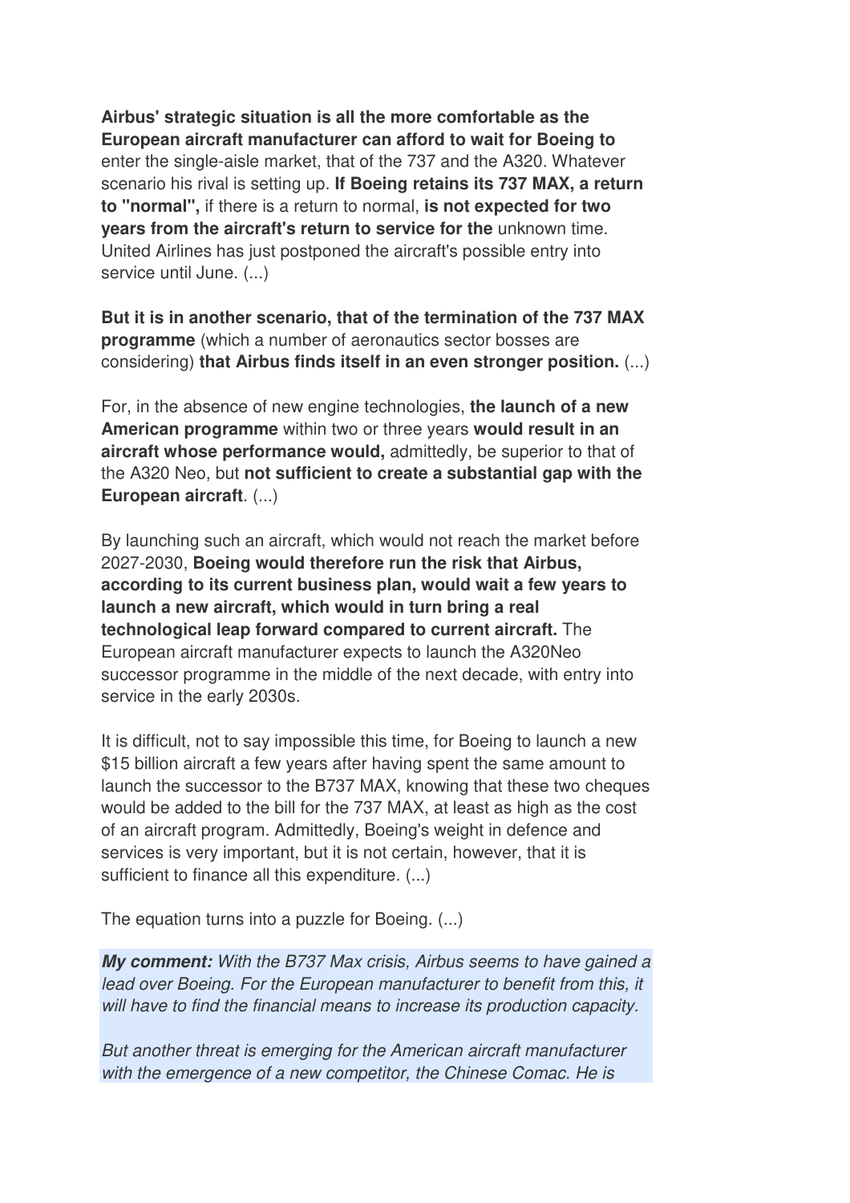**Airbus' strategic situation is all the more comfortable as the European aircraft manufacturer can afford to wait for Boeing to** enter the single-aisle market, that of the 737 and the A320. Whatever scenario his rival is setting up. **If Boeing retains its 737 MAX, a return to "normal",** if there is a return to normal, **is not expected for two years from the aircraft's return to service for the** unknown time. United Airlines has just postponed the aircraft's possible entry into service until June. (...)

**But it is in another scenario, that of the termination of the 737 MAX programme** (which a number of aeronautics sector bosses are considering) **that Airbus finds itself in an even stronger position.** (...)

For, in the absence of new engine technologies, **the launch of a new American programme** within two or three years **would result in an aircraft whose performance would,** admittedly, be superior to that of the A320 Neo, but **not sufficient to create a substantial gap with the European aircraft**. (...)

By launching such an aircraft, which would not reach the market before 2027-2030, **Boeing would therefore run the risk that Airbus, according to its current business plan, would wait a few years to launch a new aircraft, which would in turn bring a real technological leap forward compared to current aircraft.** The European aircraft manufacturer expects to launch the A320Neo successor programme in the middle of the next decade, with entry into service in the early 2030s.

It is difficult, not to say impossible this time, for Boeing to launch a new $15 billion aircraft a few years after having spent the same amount to launch the successor to the B737 MAX, knowing that these two cheques would be added to the bill for the 737 MAX, at least as high as the cost of an aircraft program. Admittedly, Boeing's weight in defence and services is very important, but it is not certain, however, that it is sufficient to finance all this expenditure. (...)

The equation turns into a puzzle for Boeing. (...)

***My comment:*** *With the B737 Max crisis, Airbus seems to have gained a lead over Boeing. For the European manufacturer to benefit from this, it will have to find the financial means to increase its production capacity.*

*But another threat is emerging for the American aircraft manufacturer with the emergence of a new competitor, the Chinese Comac. He is*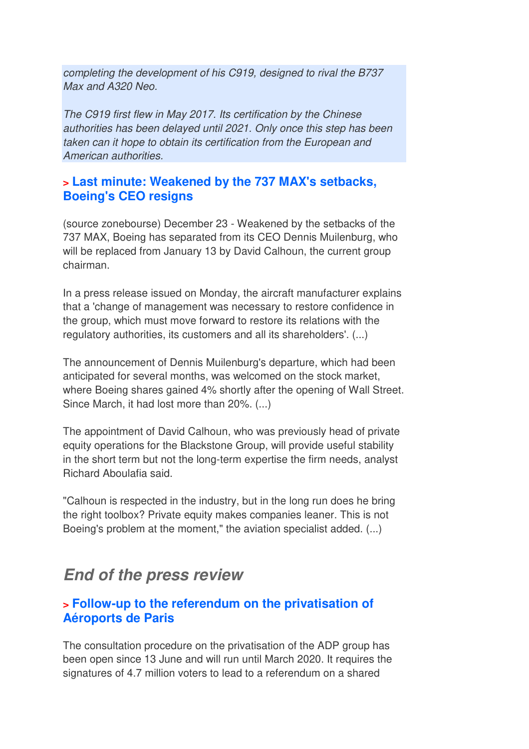*completing the development of his C919, designed to rival the B737 Max and A320 Neo.*

*The C919 first flew in May 2017. Its certification by the Chinese authorities has been delayed until 2021. Only once this step has been taken can it hope to obtain its certification from the European and American authorities.*

### > Last minute: Weakened by the 737 MAX's setbacks, Boeing's CEO resigns

(source zonebourse) December 23 - Weakened by the setbacks of the 737 MAX, Boeing has separated from its CEO Dennis Muilenburg, who will be replaced from January 13 by David Calhoun, the current group chairman.

In a press release issued on Monday, the aircraft manufacturer explains that a 'change of management was necessary to restore confidence in the group, which must move forward to restore its relations with the regulatory authorities, its customers and all its shareholders'. (...)

The announcement of Dennis Muilenburg's departure, which had been anticipated for several months, was welcomed on the stock market, where Boeing shares gained 4% shortly after the opening of Wall Street. Since March, it had lost more than 20%. (...)

The appointment of David Calhoun, who was previously head of private equity operations for the Blackstone Group, will provide useful stability in the short term but not the long-term expertise the firm needs, analyst Richard Aboulafia said.

"Calhoun is respected in the industry, but in the long run does he bring the right toolbox? Private equity makes companies leaner. This is not Boeing's problem at the moment," the aviation specialist added. (...)

## *End of the press review*

### > Follow-up to the referendum on the privatisation of Aéroports de Paris

The consultation procedure on the privatisation of the ADP group has been open since 13 June and will run until March 2020. It requires the signatures of 4.7 million voters to lead to a referendum on a shared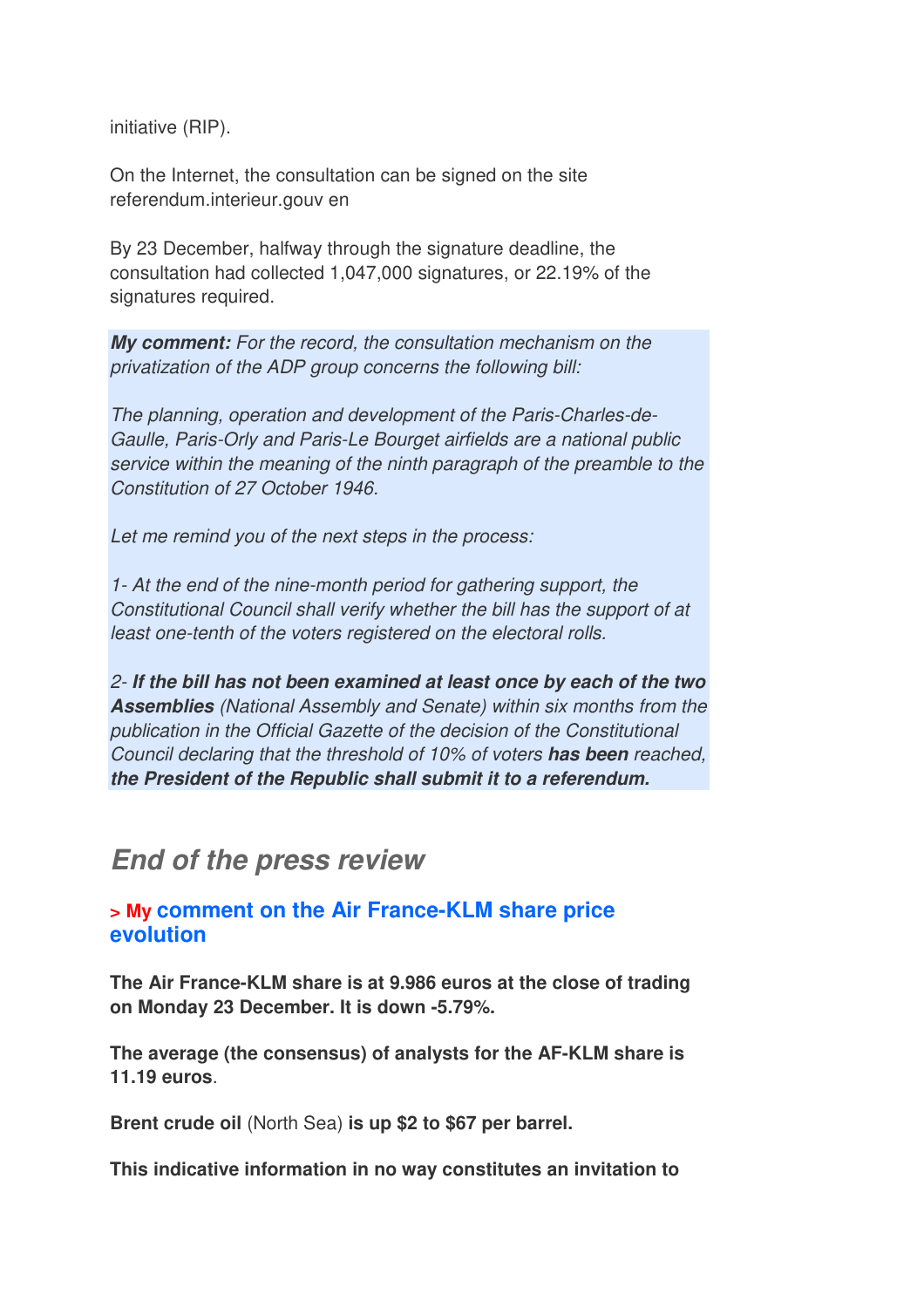initiative (RIP).

On the Internet, the consultation can be signed on the site referendum.interieur.gouv en

By 23 December, halfway through the signature deadline, the consultation had collected 1,047,000 signatures, or 22.19% of the signatures required.

***My comment:*** *For the record, the consultation mechanism on the privatization of the ADP group concerns the following bill:*

*The planning, operation and development of the Paris-Charles-de-Gaulle, Paris-Orly and Paris-Le Bourget airfields are a national public service within the meaning of the ninth paragraph of the preamble to the Constitution of 27 October 1946.*

*Let me remind you of the next steps in the process:*

*1- At the end of the nine-month period for gathering support, the Constitutional Council shall verify whether the bill has the support of at least one-tenth of the voters registered on the electoral rolls.*

*2- **If the bill has not been examined at least once by each of the two Assemblies** (National Assembly and Senate) within six months from the publication in the Official Gazette of the decision of the Constitutional Council declaring that the threshold of 10% of voters **has been** reached, **the President of the Republic shall submit it to a referendum.***

## End of the press review

### > My comment on the Air France-KLM share price evolution

**The Air France-KLM share is at 9.986 euros at the close of trading on Monday 23 December. It is down -5.79%.**

**The average (the consensus) of analysts for the AF-KLM share is 11.19 euros**.

**Brent crude oil** (North Sea) **is up $2 to $67 per barrel.**

**This indicative information in no way constitutes an invitation to**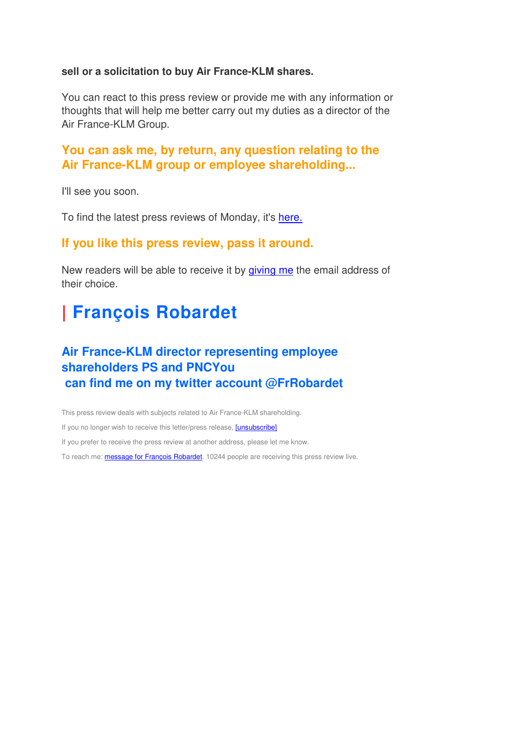**sell or a solicitation to buy Air France-KLM shares.**

You can react to this press review or provide me with any information or thoughts that will help me better carry out my duties as a director of the Air France-KLM Group.

### You can ask me, by return, any question relating to the Air France-KLM group or employee shareholding...

I'll see you soon.

To find the latest press reviews of Monday, it's here.

### If you like this press review, pass it around.

New readers will be able to receive it by giving me the email address of their choice.

# | François Robardet

### Air France-KLM director representing employee shareholders PS and PNCYou can find me on my twitter account @FrRobardet

This press review deals with subjects related to Air France-KLM shareholding.

If you no longer wish to receive this letter/press release, [unsubscribe]

If you prefer to receive the press review at another address, please let me know.

To reach me: message for François Robardet. 10244 people are receiving this press review live.